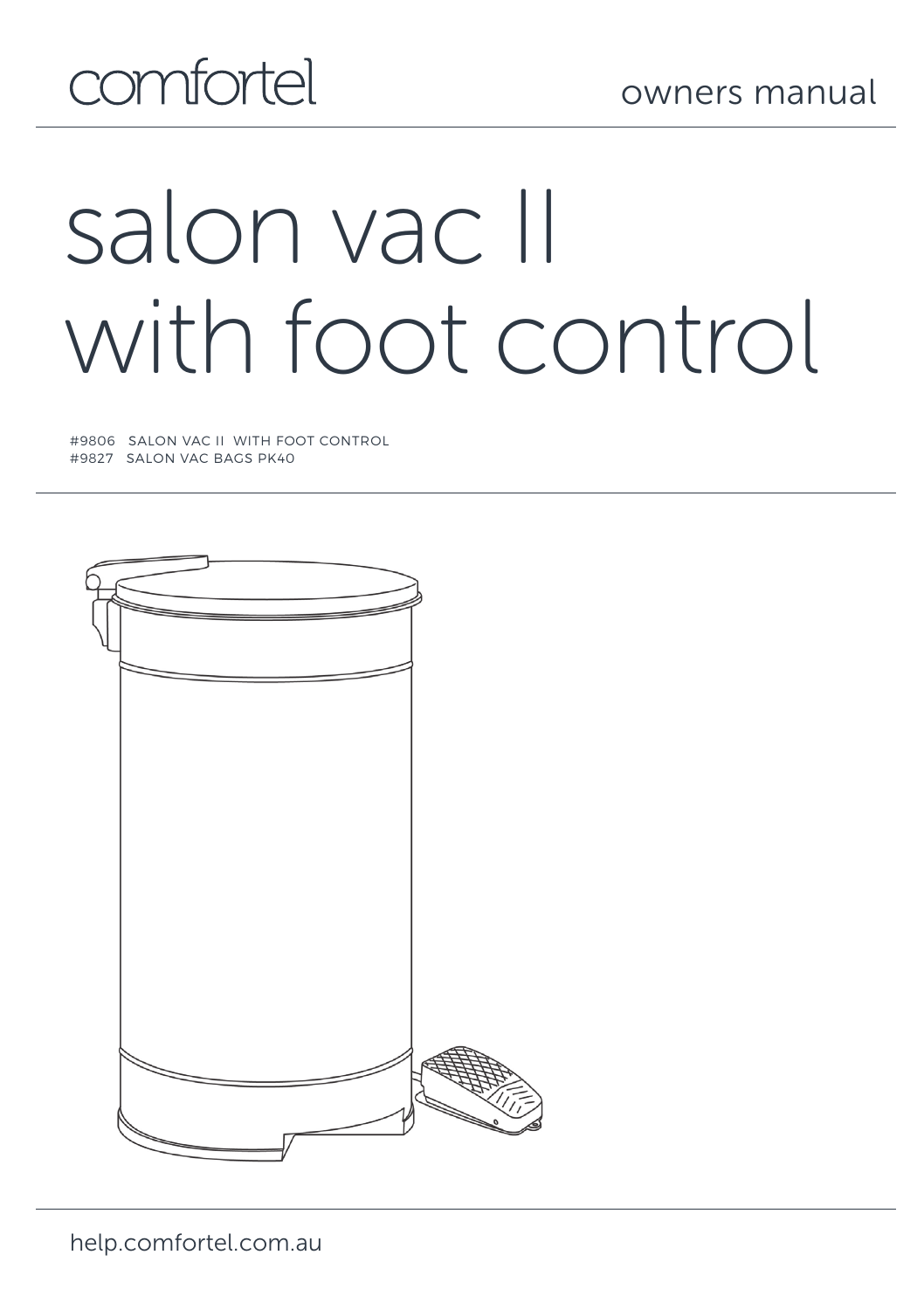comfortel

owners manual

# salon vac II with foot control

#9806 SALON VAC II WITH FOOT CONTROL
#9827 SALON VAC BAGS PK40

help.comfortel.com.au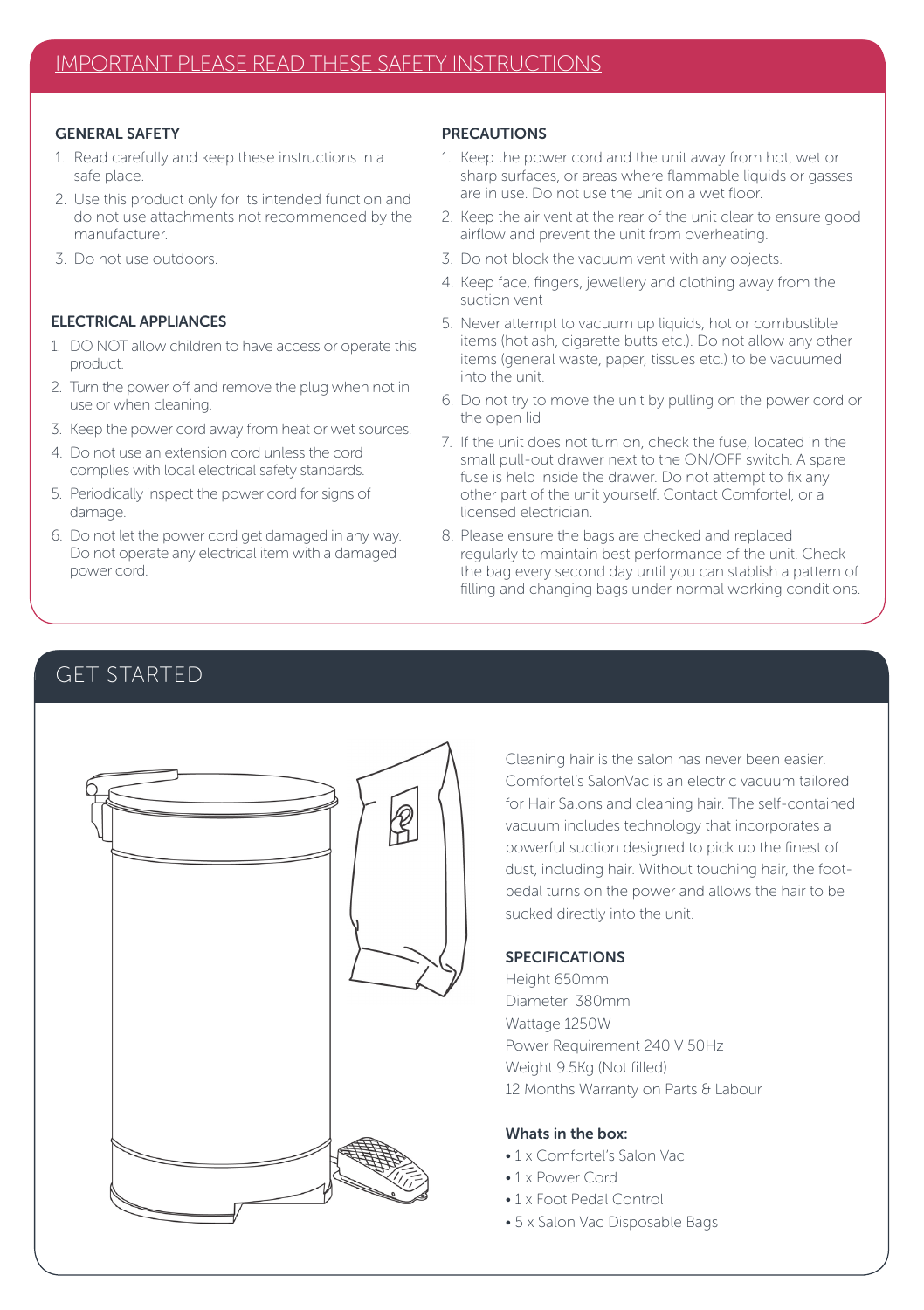## IMPORTANT PLEASE READ THESE SAFETY INSTRUCTIONS

### GENERAL SAFETY

1. Read carefully and keep these instructions in a safe place.
2. Use this product only for its intended function and do not use attachments not recommended by the manufacturer.
3. Do not use outdoors.

### ELECTRICAL APPLIANCES

1. DO NOT allow children to have access or operate this product.
2. Turn the power off and remove the plug when not in use or when cleaning.
3. Keep the power cord away from heat or wet sources.
4. Do not use an extension cord unless the cord complies with local electrical safety standards.
5. Periodically inspect the power cord for signs of damage.
6. Do not let the power cord get damaged in any way. Do not operate any electrical item with a damaged power cord.

### PRECAUTIONS

1. Keep the power cord and the unit away from hot, wet or sharp surfaces, or areas where flammable liquids or gasses are in use. Do not use the unit on a wet floor.
2. Keep the air vent at the rear of the unit clear to ensure good airflow and prevent the unit from overheating.
3. Do not block the vacuum vent with any objects.
4. Keep face, fingers, jewellery and clothing away from the suction vent
5. Never attempt to vacuum up liquids, hot or combustible items (hot ash, cigarette butts etc.). Do not allow any other items (general waste, paper, tissues etc.) to be vacuumed into the unit.
6. Do not try to move the unit by pulling on the power cord or the open lid
7. If the unit does not turn on, check the fuse, located in the small pull-out drawer next to the ON/OFF switch. A spare fuse is held inside the drawer. Do not attempt to fix any other part of the unit yourself. Contact Comfortel, or a licensed electrician.
8. Please ensure the bags are checked and replaced regularly to maintain best performance of the unit. Check the bag every second day until you can stablish a pattern of filling and changing bags under normal working conditions.

## GET STARTED

Cleaning hair is the salon has never been easier. Comfortel's SalonVac is an electric vacuum tailored for Hair Salons and cleaning hair. The self-contained vacuum includes technology that incorporates a powerful suction designed to pick up the finest of dust, including hair. Without touching hair, the foot-pedal turns on the power and allows the hair to be sucked directly into the unit.

### SPECIFICATIONS

Height 650mm
Diameter 380mm
Wattage 1250W
Power Requirement 240 V 50Hz
Weight 9.5Kg (Not filled)
12 Months Warranty on Parts & Labour

**Whats in the box:**

- 1 x Comfortel's Salon Vac
- 1 x Power Cord
- 1 x Foot Pedal Control
- 5 x Salon Vac Disposable Bags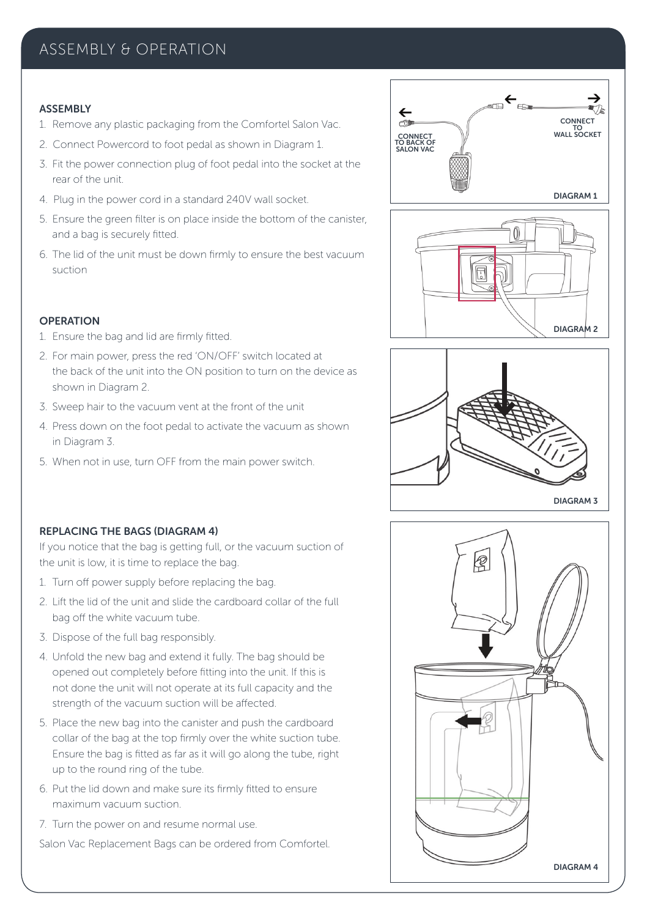# ASSEMBLY & OPERATION

### ASSEMBLY

1. Remove any plastic packaging from the Comfortel Salon Vac.
2. Connect Powercord to foot pedal as shown in Diagram 1.
3. Fit the power connection plug of foot pedal into the socket at the rear of the unit.
4. Plug in the power cord in a standard 240V wall socket.
5. Ensure the green filter is on place inside the bottom of the canister, and a bag is securely fitted.
6. The lid of the unit must be down firmly to ensure the best vacuum suction

### OPERATION

1. Ensure the bag and lid are firmly fitted.
2. For main power, press the red 'ON/OFF' switch located at the back of the unit into the ON position to turn on the device as shown in Diagram 2.
3. Sweep hair to the vacuum vent at the front of the unit
4. Press down on the foot pedal to activate the vacuum as shown in Diagram 3.
5. When not in use, turn OFF from the main power switch.

### REPLACING THE BAGS (DIAGRAM 4)

If you notice that the bag is getting full, or the vacuum suction of the unit is low, it is time to replace the bag.

1. Turn off power supply before replacing the bag.
2. Lift the lid of the unit and slide the cardboard collar of the full bag off the white vacuum tube.
3. Dispose of the full bag responsibly.
4. Unfold the new bag and extend it fully. The bag should be opened out completely before fitting into the unit. If this is not done the unit will not operate at its full capacity and the strength of the vacuum suction will be affected.
5. Place the new bag into the canister and push the cardboard collar of the bag at the top firmly over the white suction tube. Ensure the bag is fitted as far as it will go along the tube, right up to the round ring of the tube.
6. Put the lid down and make sure its firmly fitted to ensure maximum vacuum suction.
7. Turn the power on and resume normal use.

Salon Vac Replacement Bags can be ordered from Comfortel.

CONNECT TO BACK OF SALON VAC

CONNECT TO WALL SOCKET

DIAGRAM 1

DIAGRAM 2

DIAGRAM 3

DIAGRAM 4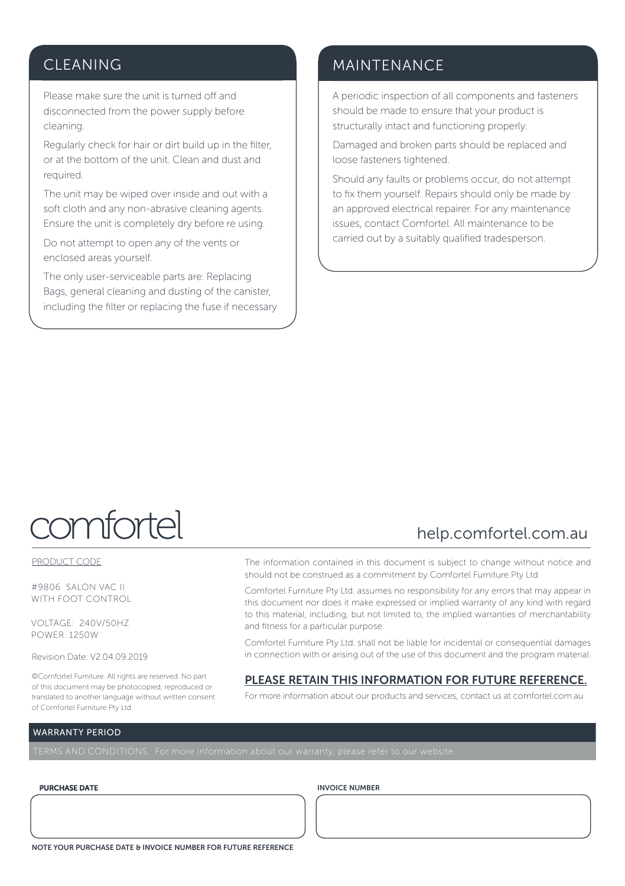## CLEANING

Please make sure the unit is turned off and disconnected from the power supply before cleaning.

Regularly check for hair or dirt build up in the filter, or at the bottom of the unit. Clean and dust and required.

The unit may be wiped over inside and out with a soft cloth and any non-abrasive cleaning agents. Ensure the unit is completely dry before re using.

Do not attempt to open any of the vents or enclosed areas yourself.

The only user-serviceable parts are: Replacing Bags, general cleaning and dusting of the canister, including the filter or replacing the fuse if necessary

## MAINTENANCE

A periodic inspection of all components and fasteners should be made to ensure that your product is structurally intact and functioning properly.

Damaged and broken parts should be replaced and loose fasteners tightened.

Should any faults or problems occur, do not attempt to fix them yourself. Repairs should only be made by an approved electrical repairer. For any maintenance issues, contact Comfortel. All maintenance to be carried out by a suitably qualified tradesperson.

# comfortel

help.comfortel.com.au

PRODUCT CODE

#9806 SALON VAC II
WITH FOOT CONTROL

VOLTAGE: 240V/50HZ
POWER: 1250W

Revision Date: V2.04.09.2019

©Comfortel Furniture. All rights are reserved. No part of this document may be photocopied, reproduced or translated to another language without written consent of Comfortel Furniture Pty Ltd.

The information contained in this document is subject to change without notice and should not be construed as a commitment by Comfortel Furniture Pty Ltd.

Comfortel Furniture Pty Ltd. assumes no responsibility for any errors that may appear in this document nor does it make expressed or implied warranty of any kind with regard to this material, including, but not limited to, the implied warranties of merchantability and fitness for a particular purpose.

Comfortel Furniture Pty Ltd. shall not be liable for incidental or consequential damages in connection with or arising out of the use of this document and the program material.

## PLEASE RETAIN THIS INFORMATION FOR FUTURE REFERENCE.

For more information about our products and services, contact us at comfortel.com.au

## WARRANTY PERIOD

TERMS AND CONDITIONS. For more information about our warranty, please refer to our website.

| PURCHASE DATE | INVOICE NUMBER |
| --- | --- |
| | |

NOTE YOUR PURCHASE DATE & INVOICE NUMBER FOR FUTURE REFERENCE